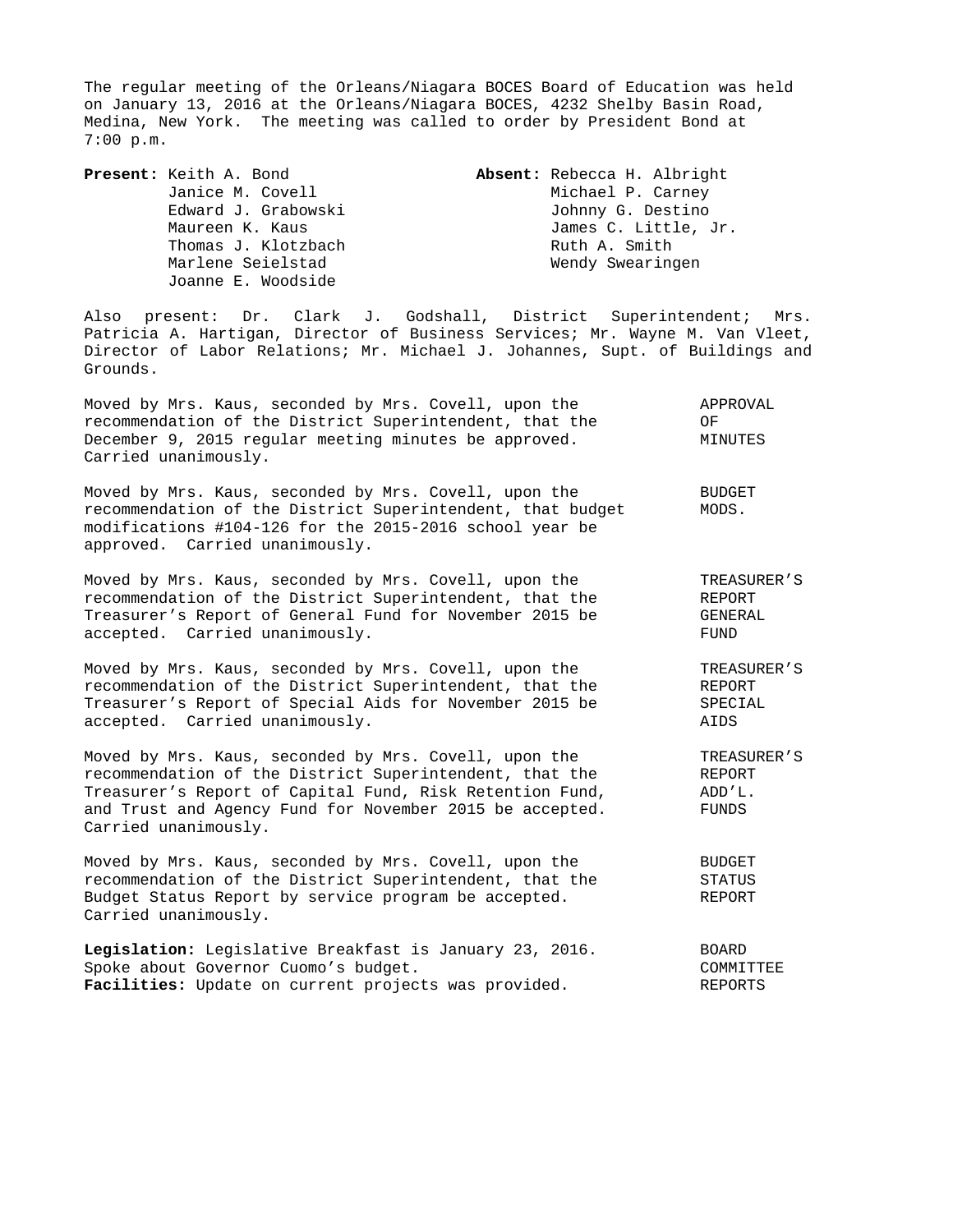The regular meeting of the Orleans/Niagara BOCES Board of Education was held on January 13, 2016 at the Orleans/Niagara BOCES, 4232 Shelby Basin Road, Medina, New York. The meeting was called to order by President Bond at 7:00 p.m.

| **Present:** | | **Absent:** |
|---|---|---|
| Keith A. Bond | | Rebecca H. Albright |
| Janice M. Covell | | Michael P. Carney |
| Edward J. Grabowski | | Johnny G. Destino |
| Maureen K. Kaus | | James C. Little, Jr. |
| Thomas J. Klotzbach | | Ruth A. Smith |
| Marlene Seielstad | | Wendy Swearingen |
| Joanne E. Woodside | | |

Also present: Dr. Clark J. Godshall, District Superintendent; Mrs. Patricia A. Hartigan, Director of Business Services; Mr. Wayne M. Van Vleet, Director of Labor Relations; Mr. Michael J. Johannes, Supt. of Buildings and Grounds.

**APPROVAL OF MINUTES**

Moved by Mrs. Kaus, seconded by Mrs. Covell, upon the recommendation of the District Superintendent, that the December 9, 2015 regular meeting minutes be approved. Carried unanimously.

**BUDGET MODS.**

Moved by Mrs. Kaus, seconded by Mrs. Covell, upon the recommendation of the District Superintendent, that budget modifications #104-126 for the 2015-2016 school year be approved. Carried unanimously.

**TREASURER'S REPORT GENERAL FUND**

Moved by Mrs. Kaus, seconded by Mrs. Covell, upon the recommendation of the District Superintendent, that the Treasurer's Report of General Fund for November 2015 be accepted. Carried unanimously.

**TREASURER'S REPORT SPECIAL AIDS**

Moved by Mrs. Kaus, seconded by Mrs. Covell, upon the recommendation of the District Superintendent, that the Treasurer's Report of Special Aids for November 2015 be accepted. Carried unanimously.

**TREASURER'S REPORT ADD'L. FUNDS**

Moved by Mrs. Kaus, seconded by Mrs. Covell, upon the recommendation of the District Superintendent, that the Treasurer's Report of Capital Fund, Risk Retention Fund, and Trust and Agency Fund for November 2015 be accepted. Carried unanimously.

**BUDGET STATUS REPORT**

Moved by Mrs. Kaus, seconded by Mrs. Covell, upon the recommendation of the District Superintendent, that the Budget Status Report by service program be accepted. Carried unanimously.

**BOARD COMMITTEE REPORTS**

**Legislation:** Legislative Breakfast is January 23, 2016. Spoke about Governor Cuomo's budget.
**Facilities:** Update on current projects was provided.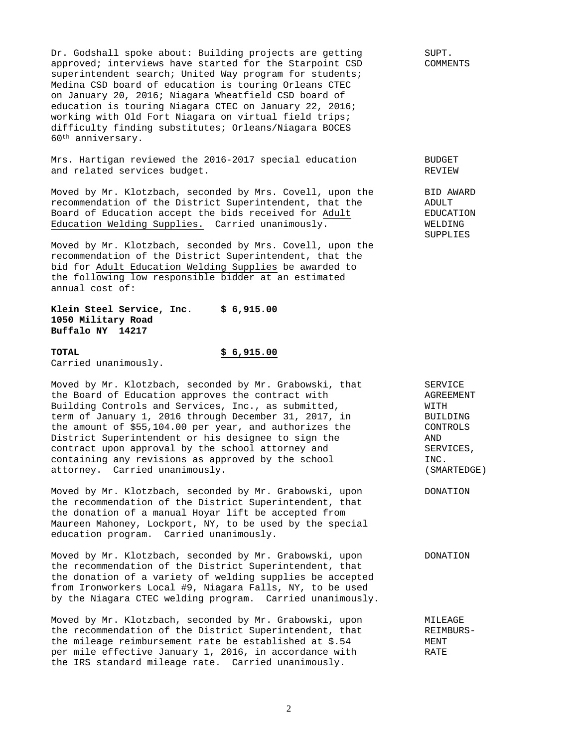Dr. Godshall spoke about: Building projects are getting approved; interviews have started for the Starpoint CSD superintendent search; United Way program for students; Medina CSD board of education is touring Orleans CTEC on January 20, 2016; Niagara Wheatfield CSD board of education is touring Niagara CTEC on January 22, 2016; working with Old Fort Niagara on virtual field trips; difficulty finding substitutes; Orleans/Niagara BOCES 60th anniversary.

SUPT. COMMENTS

Mrs. Hartigan reviewed the 2016-2017 special education and related services budget.

BUDGET REVIEW

Moved by Mr. Klotzbach, seconded by Mrs. Covell, upon the recommendation of the District Superintendent, that the Board of Education accept the bids received for Adult Education Welding Supplies. Carried unanimously.

BID AWARD ADULT EDUCATION WELDING SUPPLIES

Moved by Mr. Klotzbach, seconded by Mrs. Covell, upon the recommendation of the District Superintendent, that the bid for Adult Education Welding Supplies be awarded to the following low responsible bidder at an estimated annual cost of:

**Klein Steel Service, Inc.** **$ 6,915.00**
**1050 Military Road**
**Buffalo NY 14217**

**TOTAL** **$ 6,915.00**

Carried unanimously.

Moved by Mr. Klotzbach, seconded by Mr. Grabowski, that the Board of Education approves the contract with Building Controls and Services, Inc., as submitted, term of January 1, 2016 through December 31, 2017, in the amount of $55,104.00 per year, and authorizes the District Superintendent or his designee to sign the contract upon approval by the school attorney and containing any revisions as approved by the school attorney. Carried unanimously.

SERVICE AGREEMENT WITH BUILDING CONTROLS AND SERVICES, INC. (SMARTEDGE)

Moved by Mr. Klotzbach, seconded by Mr. Grabowski, upon the recommendation of the District Superintendent, that the donation of a manual Hoyar lift be accepted from Maureen Mahoney, Lockport, NY, to be used by the special education program. Carried unanimously.

DONATION

Moved by Mr. Klotzbach, seconded by Mr. Grabowski, upon the recommendation of the District Superintendent, that the donation of a variety of welding supplies be accepted from Ironworkers Local #9, Niagara Falls, NY, to be used by the Niagara CTEC welding program. Carried unanimously.

DONATION

Moved by Mr. Klotzbach, seconded by Mr. Grabowski, upon the recommendation of the District Superintendent, that the mileage reimbursement rate be established at $.54 per mile effective January 1, 2016, in accordance with the IRS standard mileage rate. Carried unanimously.

MILEAGE REIMBURSEMENT RATE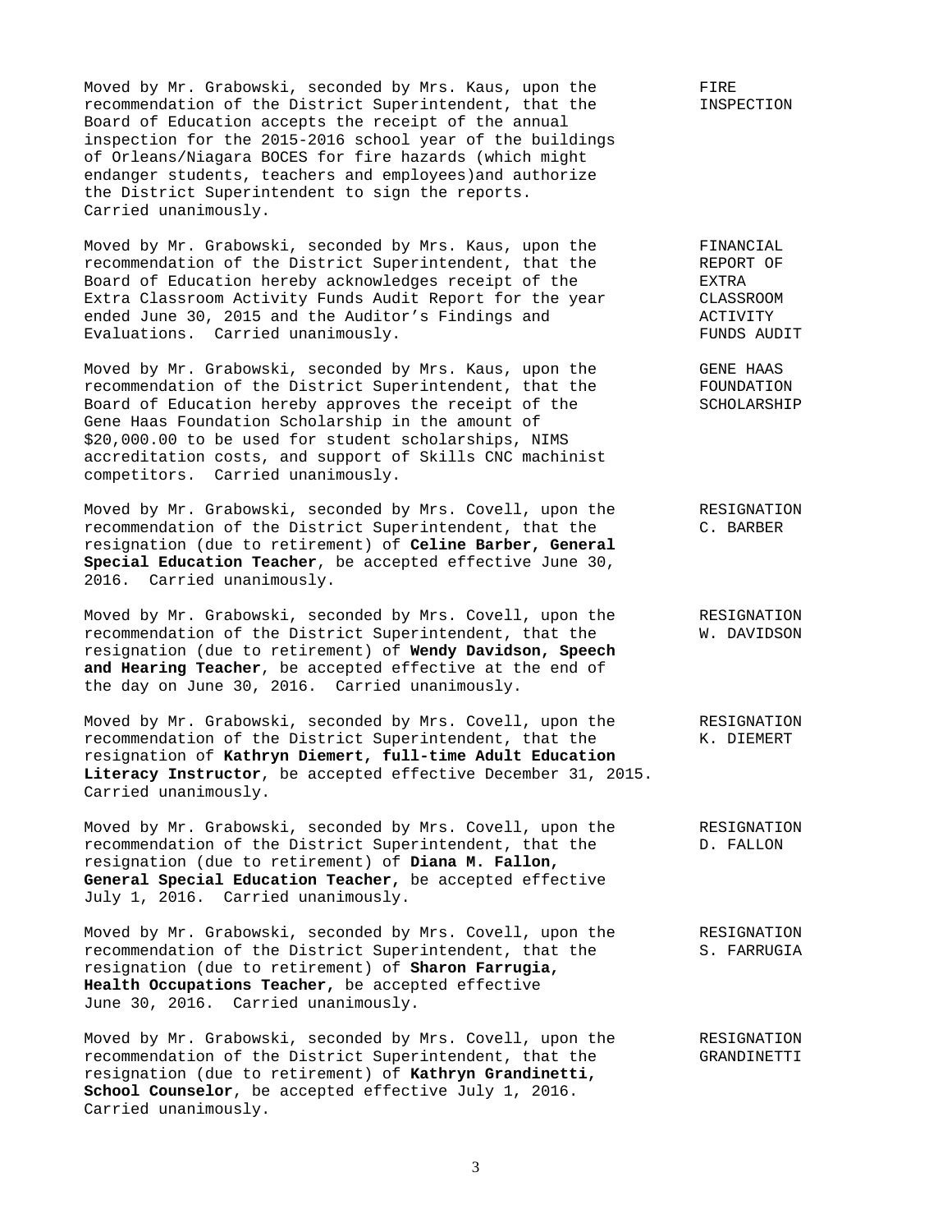**FIRE INSPECTION**

Moved by Mr. Grabowski, seconded by Mrs. Kaus, upon the recommendation of the District Superintendent, that the Board of Education accepts the receipt of the annual inspection for the 2015-2016 school year of the buildings of Orleans/Niagara BOCES for fire hazards (which might endanger students, teachers and employees)and authorize the District Superintendent to sign the reports. Carried unanimously.

**FINANCIAL REPORT OF EXTRA CLASSROOM ACTIVITY FUNDS AUDIT**

Moved by Mr. Grabowski, seconded by Mrs. Kaus, upon the recommendation of the District Superintendent, that the Board of Education hereby acknowledges receipt of the Extra Classroom Activity Funds Audit Report for the year ended June 30, 2015 and the Auditor's Findings and Evaluations. Carried unanimously.

**GENE HAAS FOUNDATION SCHOLARSHIP**

Moved by Mr. Grabowski, seconded by Mrs. Kaus, upon the recommendation of the District Superintendent, that the Board of Education hereby approves the receipt of the Gene Haas Foundation Scholarship in the amount of $20,000.00 to be used for student scholarships, NIMS accreditation costs, and support of Skills CNC machinist competitors. Carried unanimously.

**RESIGNATION C. BARBER**

Moved by Mr. Grabowski, seconded by Mrs. Covell, upon the recommendation of the District Superintendent, that the resignation (due to retirement) of **Celine Barber, General Special Education Teacher**, be accepted effective June 30, 2016. Carried unanimously.

**RESIGNATION W. DAVIDSON**

Moved by Mr. Grabowski, seconded by Mrs. Covell, upon the recommendation of the District Superintendent, that the resignation (due to retirement) of **Wendy Davidson, Speech and Hearing Teacher**, be accepted effective at the end of the day on June 30, 2016. Carried unanimously.

**RESIGNATION K. DIEMERT**

Moved by Mr. Grabowski, seconded by Mrs. Covell, upon the recommendation of the District Superintendent, that the resignation of **Kathryn Diemert, full-time Adult Education Literacy Instructor**, be accepted effective December 31, 2015. Carried unanimously.

**RESIGNATION D. FALLON**

Moved by Mr. Grabowski, seconded by Mrs. Covell, upon the recommendation of the District Superintendent, that the resignation (due to retirement) of **Diana M. Fallon, General Special Education Teacher,** be accepted effective July 1, 2016. Carried unanimously.

**RESIGNATION S. FARRUGIA**

Moved by Mr. Grabowski, seconded by Mrs. Covell, upon the recommendation of the District Superintendent, that the resignation (due to retirement) of **Sharon Farrugia, Health Occupations Teacher,** be accepted effective June 30, 2016. Carried unanimously.

**RESIGNATION GRANDINETTI**

Moved by Mr. Grabowski, seconded by Mrs. Covell, upon the recommendation of the District Superintendent, that the resignation (due to retirement) of **Kathryn Grandinetti, School Counselor**, be accepted effective July 1, 2016. Carried unanimously.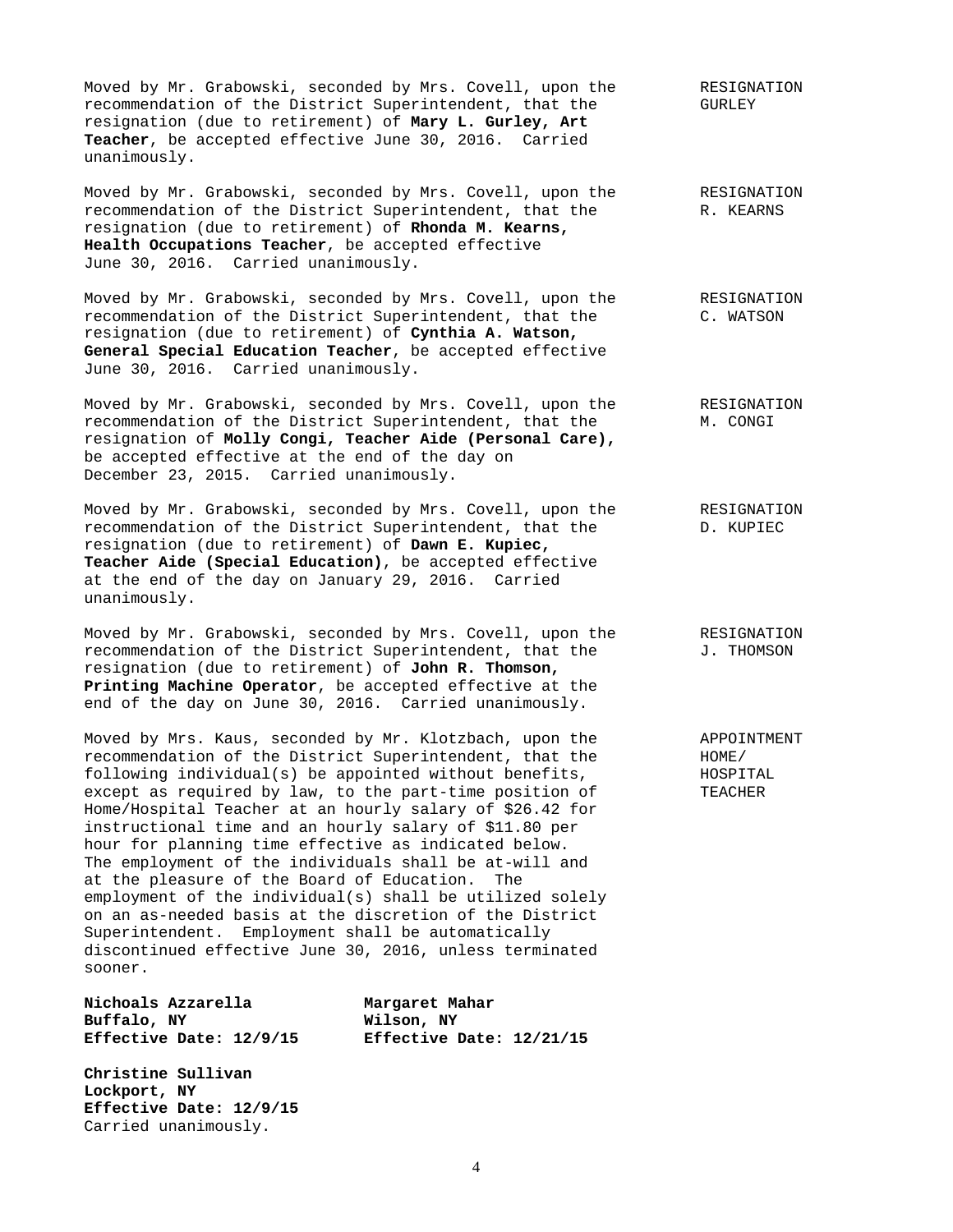Moved by Mr. Grabowski, seconded by Mrs. Covell, upon the recommendation of the District Superintendent, that the resignation (due to retirement) of **Mary L. Gurley, Art Teacher**, be accepted effective June 30, 2016. Carried unanimously.

RESIGNATION GURLEY

Moved by Mr. Grabowski, seconded by Mrs. Covell, upon the recommendation of the District Superintendent, that the resignation (due to retirement) of **Rhonda M. Kearns, Health Occupations Teacher**, be accepted effective June 30, 2016. Carried unanimously.

RESIGNATION R. KEARNS

Moved by Mr. Grabowski, seconded by Mrs. Covell, upon the recommendation of the District Superintendent, that the resignation (due to retirement) of **Cynthia A. Watson, General Special Education Teacher**, be accepted effective June 30, 2016. Carried unanimously.

RESIGNATION C. WATSON

Moved by Mr. Grabowski, seconded by Mrs. Covell, upon the recommendation of the District Superintendent, that the resignation of **Molly Congi, Teacher Aide (Personal Care),** be accepted effective at the end of the day on December 23, 2015. Carried unanimously.

RESIGNATION M. CONGI

Moved by Mr. Grabowski, seconded by Mrs. Covell, upon the recommendation of the District Superintendent, that the resignation (due to retirement) of **Dawn E. Kupiec, Teacher Aide (Special Education)**, be accepted effective at the end of the day on January 29, 2016. Carried unanimously.

RESIGNATION D. KUPIEC

Moved by Mr. Grabowski, seconded by Mrs. Covell, upon the recommendation of the District Superintendent, that the resignation (due to retirement) of **John R. Thomson, Printing Machine Operator**, be accepted effective at the end of the day on June 30, 2016. Carried unanimously.

RESIGNATION J. THOMSON

Moved by Mrs. Kaus, seconded by Mr. Klotzbach, upon the recommendation of the District Superintendent, that the following individual(s) be appointed without benefits, except as required by law, to the part-time position of Home/Hospital Teacher at an hourly salary of $26.42 for instructional time and an hourly salary of $11.80 per hour for planning time effective as indicated below. The employment of the individuals shall be at-will and at the pleasure of the Board of Education. The employment of the individual(s) shall be utilized solely on an as-needed basis at the discretion of the District Superintendent. Employment shall be automatically discontinued effective June 30, 2016, unless terminated sooner.

APPOINTMENT HOME/ HOSPITAL TEACHER

**Nichoals Azzarella**
**Buffalo, NY**
**Effective Date: 12/9/15**

**Margaret Mahar**
**Wilson, NY**
**Effective Date: 12/21/15**

**Christine Sullivan**
**Lockport, NY**
**Effective Date: 12/9/15**

Carried unanimously.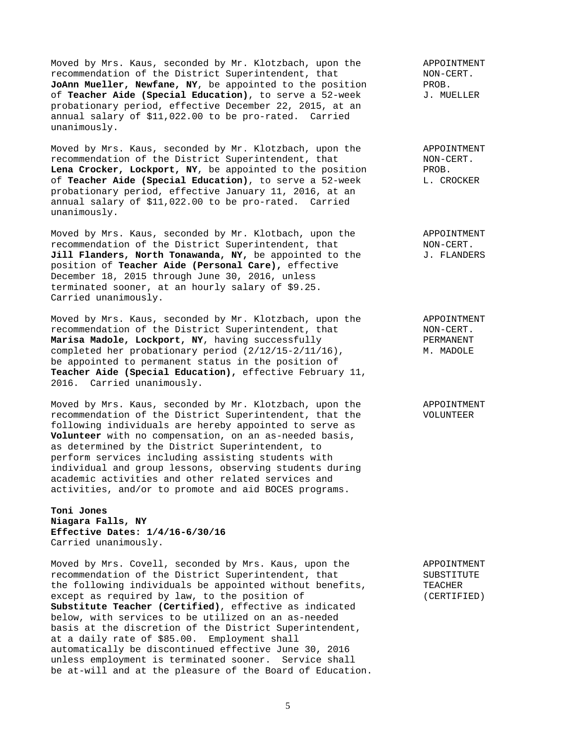Moved by Mrs. Kaus, seconded by Mr. Klotzbach, upon the recommendation of the District Superintendent, that **JoAnn Mueller, Newfane, NY**, be appointed to the position of **Teacher Aide (Special Education)**, to serve a 52-week probationary period, effective December 22, 2015, at an annual salary of $11,022.00 to be pro-rated. Carried unanimously.

APPOINTMENT
NON-CERT.
PROB.
J. MUELLER

Moved by Mrs. Kaus, seconded by Mr. Klotzbach, upon the recommendation of the District Superintendent, that **Lena Crocker, Lockport, NY**, be appointed to the position of **Teacher Aide (Special Education)**, to serve a 52-week probationary period, effective January 11, 2016, at an annual salary of $11,022.00 to be pro-rated. Carried unanimously.

APPOINTMENT
NON-CERT.
PROB.
L. CROCKER

Moved by Mrs. Kaus, seconded by Mr. Klotbach, upon the recommendation of the District Superintendent, that **Jill Flanders, North Tonawanda, NY,** be appointed to the position of **Teacher Aide (Personal Care),** effective December 18, 2015 through June 30, 2016, unless terminated sooner, at an hourly salary of $9.25. Carried unanimously.

APPOINTMENT
NON-CERT.
J. FLANDERS

Moved by Mrs. Kaus, seconded by Mr. Klotzbach, upon the recommendation of the District Superintendent, that **Marisa Madole, Lockport, NY**, having successfully completed her probationary period (2/12/15-2/11/16), be appointed to permanent status in the position of **Teacher Aide (Special Education),** effective February 11, 2016. Carried unanimously.

APPOINTMENT
NON-CERT.
PERMANENT
M. MADOLE

Moved by Mrs. Kaus, seconded by Mr. Klotzbach, upon the recommendation of the District Superintendent, that the following individuals are hereby appointed to serve as **Volunteer** with no compensation, on an as-needed basis, as determined by the District Superintendent, to perform services including assisting students with individual and group lessons, observing students during academic activities and other related services and activities, and/or to promote and aid BOCES programs.

APPOINTMENT
VOLUNTEER

**Toni Jones**
**Niagara Falls, NY**
**Effective Dates: 1/4/16-6/30/16**
Carried unanimously.

Moved by Mrs. Covell, seconded by Mrs. Kaus, upon the recommendation of the District Superintendent, that the following individuals be appointed without benefits, except as required by law, to the position of **Substitute Teacher (Certified)**, effective as indicated below, with services to be utilized on an as-needed basis at the discretion of the District Superintendent, at a daily rate of $85.00. Employment shall automatically be discontinued effective June 30, 2016 unless employment is terminated sooner. Service shall be at-will and at the pleasure of the Board of Education.

APPOINTMENT
SUBSTITUTE
TEACHER
(CERTIFIED)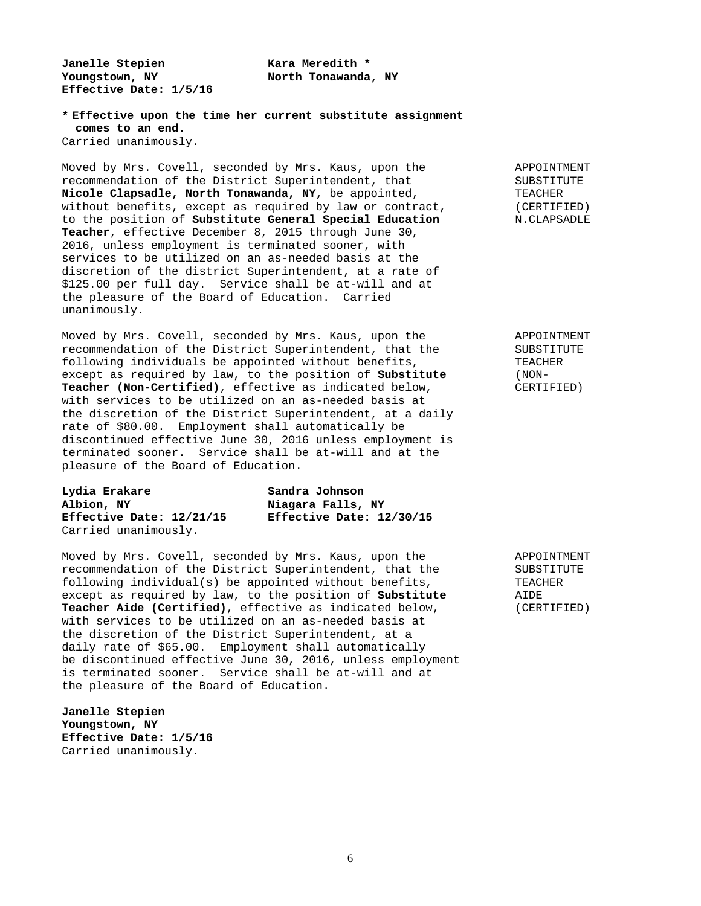| | |
|---|---|
| **Janelle Stepien**<br>**Youngstown, NY**<br>**Effective Date: 1/5/16** | **Kara Meredith ***<br>**North Tonawanda, NY** |

*** Effective upon the time her current substitute assignment comes to an end.**
Carried unanimously.

APPOINTMENT SUBSTITUTE TEACHER (CERTIFIED) N.CLAPSADLE

Moved by Mrs. Covell, seconded by Mrs. Kaus, upon the recommendation of the District Superintendent, that **Nicole Clapsadle, North Tonawanda, NY,** be appointed, without benefits, except as required by law or contract, to the position of **Substitute General Special Education Teacher**, effective December 8, 2015 through June 30, 2016, unless employment is terminated sooner, with services to be utilized on an as-needed basis at the discretion of the district Superintendent, at a rate of $125.00 per full day. Service shall be at-will and at the pleasure of the Board of Education. Carried unanimously.

APPOINTMENT SUBSTITUTE TEACHER (NON-CERTIFIED)

Moved by Mrs. Covell, seconded by Mrs. Kaus, upon the recommendation of the District Superintendent, that the following individuals be appointed without benefits, except as required by law, to the position of **Substitute Teacher (Non-Certified)**, effective as indicated below, with services to be utilized on an as-needed basis at the discretion of the District Superintendent, at a daily rate of $80.00. Employment shall automatically be discontinued effective June 30, 2016 unless employment is terminated sooner. Service shall be at-will and at the pleasure of the Board of Education.

| | |
|---|---|
| **Lydia Erakare**<br>**Albion, NY**<br>**Effective Date: 12/21/15** | **Sandra Johnson**<br>**Niagara Falls, NY**<br>**Effective Date: 12/30/15** |

Carried unanimously.

APPOINTMENT SUBSTITUTE TEACHER AIDE (CERTIFIED)

Moved by Mrs. Covell, seconded by Mrs. Kaus, upon the recommendation of the District Superintendent, that the following individual(s) be appointed without benefits, except as required by law, to the position of **Substitute Teacher Aide (Certified)**, effective as indicated below, with services to be utilized on an as-needed basis at the discretion of the District Superintendent, at a daily rate of $65.00. Employment shall automatically be discontinued effective June 30, 2016, unless employment is terminated sooner. Service shall be at-will and at the pleasure of the Board of Education.

**Janelle Stepien**
**Youngstown, NY**
**Effective Date: 1/5/16**
Carried unanimously.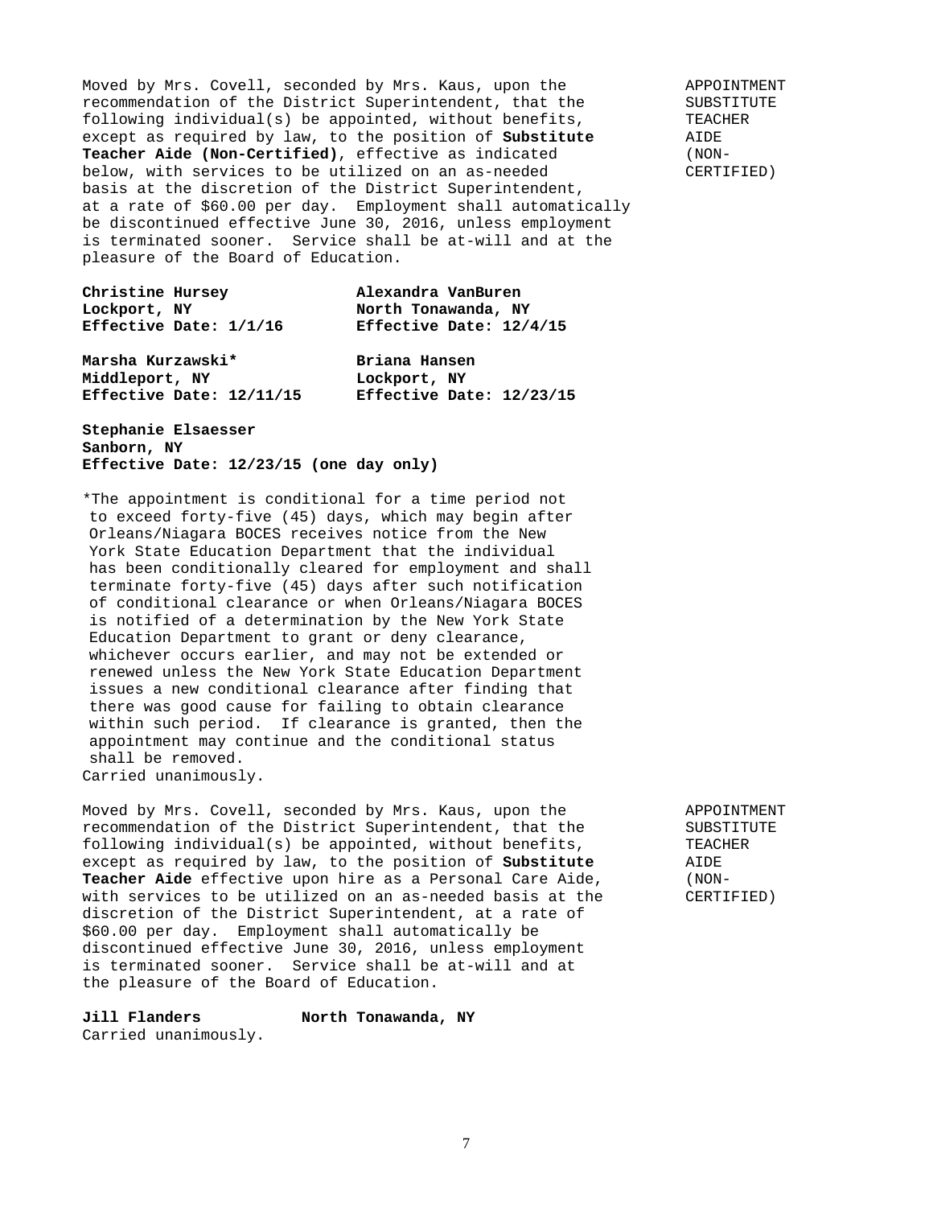Moved by Mrs. Covell, seconded by Mrs. Kaus, upon the recommendation of the District Superintendent, that the following individual(s) be appointed, without benefits, except as required by law, to the position of **Substitute Teacher Aide (Non-Certified)**, effective as indicated below, with services to be utilized on an as-needed basis at the discretion of the District Superintendent, at a rate of $60.00 per day. Employment shall automatically be discontinued effective June 30, 2016, unless employment is terminated sooner. Service shall be at-will and at the pleasure of the Board of Education.

APPOINTMENT SUBSTITUTE TEACHER AIDE (NON-CERTIFIED)

**Christine Hursey**
**Lockport, NY**
**Effective Date: 1/1/16**

**Alexandra VanBuren**
**North Tonawanda, NY**
**Effective Date: 12/4/15**

**Marsha Kurzawski***
**Middleport, NY**
**Effective Date: 12/11/15**

**Briana Hansen**
**Lockport, NY**
**Effective Date: 12/23/15**

**Stephanie Elsaesser**
**Sanborn, NY**
**Effective Date: 12/23/15 (one day only)**

*The appointment is conditional for a time period not to exceed forty-five (45) days, which may begin after Orleans/Niagara BOCES receives notice from the New York State Education Department that the individual has been conditionally cleared for employment and shall terminate forty-five (45) days after such notification of conditional clearance or when Orleans/Niagara BOCES is notified of a determination by the New York State Education Department to grant or deny clearance, whichever occurs earlier, and may not be extended or renewed unless the New York State Education Department issues a new conditional clearance after finding that there was good cause for failing to obtain clearance within such period. If clearance is granted, then the appointment may continue and the conditional status shall be removed.
Carried unanimously.

Moved by Mrs. Covell, seconded by Mrs. Kaus, upon the recommendation of the District Superintendent, that the following individual(s) be appointed, without benefits, except as required by law, to the position of **Substitute Teacher Aide** effective upon hire as a Personal Care Aide, with services to be utilized on an as-needed basis at the discretion of the District Superintendent, at a rate of $60.00 per day. Employment shall automatically be discontinued effective June 30, 2016, unless employment is terminated sooner. Service shall be at-will and at the pleasure of the Board of Education.

APPOINTMENT SUBSTITUTE TEACHER AIDE (NON-CERTIFIED)

**Jill Flanders** **North Tonawanda, NY**
Carried unanimously.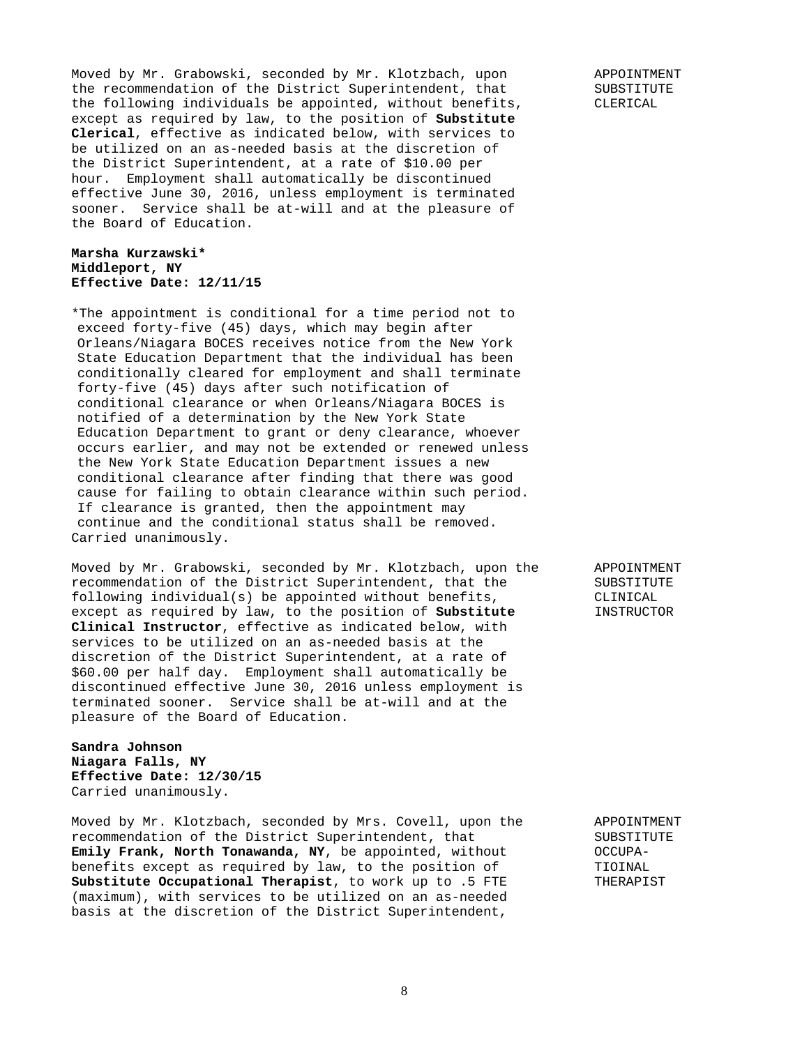Moved by Mr. Grabowski, seconded by Mr. Klotzbach, upon the recommendation of the District Superintendent, that the following individuals be appointed, without benefits, except as required by law, to the position of **Substitute Clerical**, effective as indicated below, with services to be utilized on an as-needed basis at the discretion of the District Superintendent, at a rate of $10.00 per hour. Employment shall automatically be discontinued effective June 30, 2016, unless employment is terminated sooner. Service shall be at-will and at the pleasure of the Board of Education.

APPOINTMENT SUBSTITUTE CLERICAL

**Marsha Kurzawski***
**Middleport, NY**
**Effective Date: 12/11/15**

*The appointment is conditional for a time period not to exceed forty-five (45) days, which may begin after Orleans/Niagara BOCES receives notice from the New York State Education Department that the individual has been conditionally cleared for employment and shall terminate forty-five (45) days after such notification of conditional clearance or when Orleans/Niagara BOCES is notified of a determination by the New York State Education Department to grant or deny clearance, whoever occurs earlier, and may not be extended or renewed unless the New York State Education Department issues a new conditional clearance after finding that there was good cause for failing to obtain clearance within such period. If clearance is granted, then the appointment may continue and the conditional status shall be removed.
Carried unanimously.

Moved by Mr. Grabowski, seconded by Mr. Klotzbach, upon the recommendation of the District Superintendent, that the following individual(s) be appointed without benefits, except as required by law, to the position of **Substitute Clinical Instructor**, effective as indicated below, with services to be utilized on an as-needed basis at the discretion of the District Superintendent, at a rate of $60.00 per half day. Employment shall automatically be discontinued effective June 30, 2016 unless employment is terminated sooner. Service shall be at-will and at the pleasure of the Board of Education.

APPOINTMENT SUBSTITUTE CLINICAL INSTRUCTOR

**Sandra Johnson**
**Niagara Falls, NY**
**Effective Date: 12/30/15**
Carried unanimously.

Moved by Mr. Klotzbach, seconded by Mrs. Covell, upon the recommendation of the District Superintendent, that **Emily Frank, North Tonawanda, NY**, be appointed, without benefits except as required by law, to the position of **Substitute Occupational Therapist**, to work up to .5 FTE (maximum), with services to be utilized on an as-needed basis at the discretion of the District Superintendent,

APPOINTMENT SUBSTITUTE OCCUPA-TIOINAL THERAPIST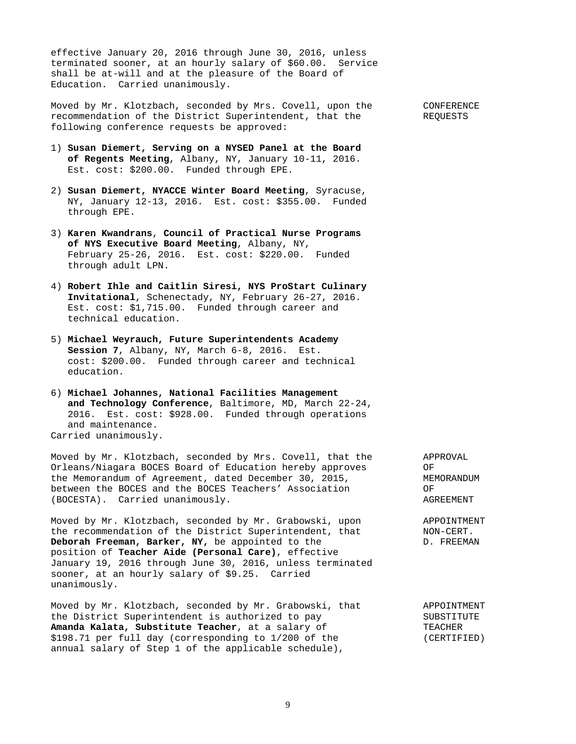effective January 20, 2016 through June 30, 2016, unless terminated sooner, at an hourly salary of $60.00. Service shall be at-will and at the pleasure of the Board of Education. Carried unanimously.

CONFERENCE REQUESTS

Moved by Mr. Klotzbach, seconded by Mrs. Covell, upon the recommendation of the District Superintendent, that the following conference requests be approved:

1) **Susan Diemert, Serving on a NYSED Panel at the Board of Regents Meeting**, Albany, NY, January 10-11, 2016. Est. cost: $200.00. Funded through EPE.

2) **Susan Diemert, NYACCE Winter Board Meeting**, Syracuse, NY, January 12-13, 2016. Est. cost: $355.00. Funded through EPE.

3) **Karen Kwandrans**, **Council of Practical Nurse Programs of NYS Executive Board Meeting**, Albany, NY, February 25-26, 2016. Est. cost: $220.00. Funded through adult LPN.

4) **Robert Ihle and Caitlin Siresi, NYS ProStart Culinary Invitational**, Schenectady, NY, February 26-27, 2016. Est. cost: $1,715.00. Funded through career and technical education.

5) **Michael Weyrauch, Future Superintendents Academy Session 7**, Albany, NY, March 6-8, 2016. Est. cost: $200.00. Funded through career and technical education.

6) **Michael Johannes, National Facilities Management and Technology Conference**, Baltimore, MD, March 22-24, 2016. Est. cost: $928.00. Funded through operations and maintenance.

Carried unanimously.

APPROVAL OF MEMORANDUM OF AGREEMENT

Moved by Mr. Klotzbach, seconded by Mrs. Covell, that the Orleans/Niagara BOCES Board of Education hereby approves the Memorandum of Agreement, dated December 30, 2015, between the BOCES and the BOCES Teachers' Association (BOCESTA). Carried unanimously.

APPOINTMENT NON-CERT. D. FREEMAN

Moved by Mr. Klotzbach, seconded by Mr. Grabowski, upon the recommendation of the District Superintendent, that **Deborah Freeman, Barker, NY,** be appointed to the position of **Teacher Aide (Personal Care)**, effective January 19, 2016 through June 30, 2016, unless terminated sooner, at an hourly salary of $9.25. Carried unanimously.

APPOINTMENT SUBSTITUTE TEACHER (CERTIFIED)

Moved by Mr. Klotzbach, seconded by Mr. Grabowski, that the District Superintendent is authorized to pay **Amanda Kalata, Substitute Teacher**, at a salary of $198.71 per full day (corresponding to 1/200 of the annual salary of Step 1 of the applicable schedule),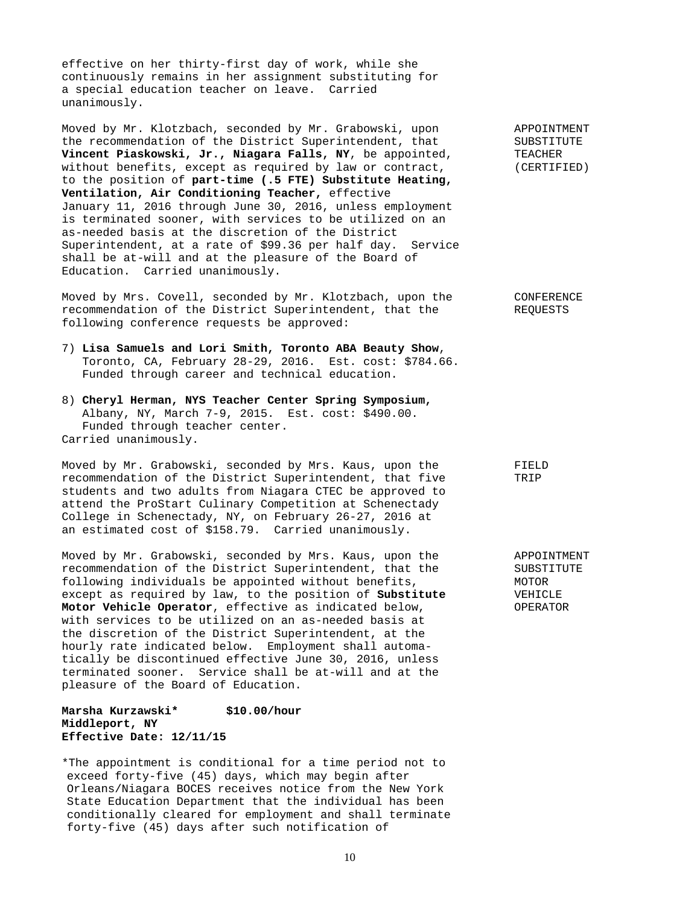effective on her thirty-first day of work, while she continuously remains in her assignment substituting for a special education teacher on leave. Carried unanimously.

**APPOINTMENT SUBSTITUTE TEACHER (CERTIFIED)**

Moved by Mr. Klotzbach, seconded by Mr. Grabowski, upon the recommendation of the District Superintendent, that **Vincent Piaskowski, Jr., Niagara Falls, NY**, be appointed, without benefits, except as required by law or contract, to the position of **part-time (.5 FTE) Substitute Heating, Ventilation, Air Conditioning Teacher,** effective January 11, 2016 through June 30, 2016, unless employment is terminated sooner, with services to be utilized on an as-needed basis at the discretion of the District Superintendent, at a rate of $99.36 per half day. Service shall be at-will and at the pleasure of the Board of Education. Carried unanimously.

**CONFERENCE REQUESTS**

Moved by Mrs. Covell, seconded by Mr. Klotzbach, upon the recommendation of the District Superintendent, that the following conference requests be approved:

7) **Lisa Samuels and Lori Smith, Toronto ABA Beauty Show**, Toronto, CA, February 28-29, 2016. Est. cost: $784.66. Funded through career and technical education.

8) **Cheryl Herman, NYS Teacher Center Spring Symposium,** Albany, NY, March 7-9, 2015. Est. cost: $490.00. Funded through teacher center.

Carried unanimously.

**FIELD TRIP**

Moved by Mr. Grabowski, seconded by Mrs. Kaus, upon the recommendation of the District Superintendent, that five students and two adults from Niagara CTEC be approved to attend the ProStart Culinary Competition at Schenectady College in Schenectady, NY, on February 26-27, 2016 at an estimated cost of $158.79. Carried unanimously.

**APPOINTMENT SUBSTITUTE MOTOR VEHICLE OPERATOR**

Moved by Mr. Grabowski, seconded by Mrs. Kaus, upon the recommendation of the District Superintendent, that the following individuals be appointed without benefits, except as required by law, to the position of **Substitute Motor Vehicle Operator**, effective as indicated below, with services to be utilized on an as-needed basis at the discretion of the District Superintendent, at the hourly rate indicated below. Employment shall automatically be discontinued effective June 30, 2016, unless terminated sooner. Service shall be at-will and at the pleasure of the Board of Education.

**Marsha Kurzawski\*** **$10.00/hour**
**Middleport, NY**
**Effective Date: 12/11/15**

*The appointment is conditional for a time period not to exceed forty-five (45) days, which may begin after Orleans/Niagara BOCES receives notice from the New York State Education Department that the individual has been conditionally cleared for employment and shall terminate forty-five (45) days after such notification of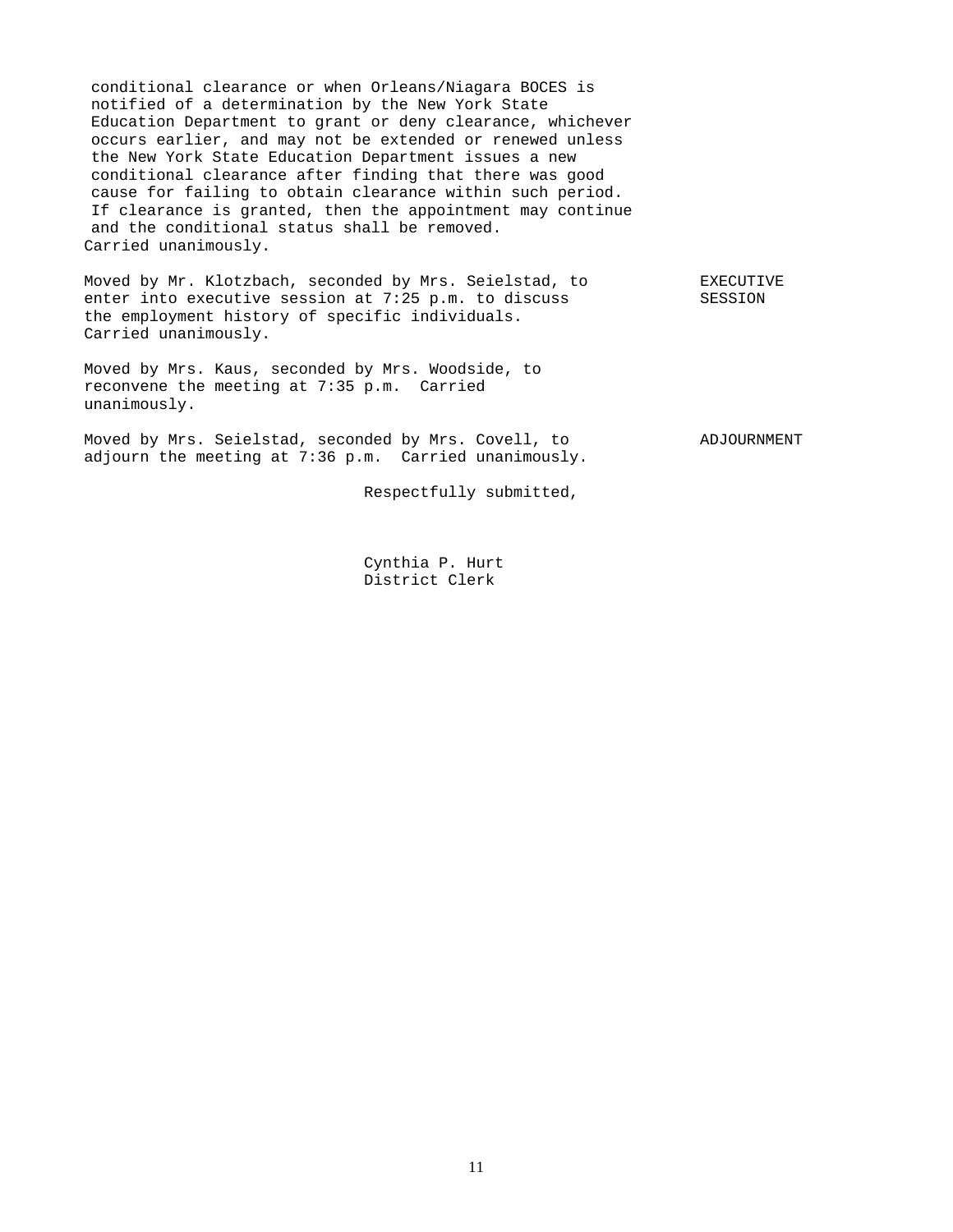conditional clearance or when Orleans/Niagara BOCES is notified of a determination by the New York State Education Department to grant or deny clearance, whichever occurs earlier, and may not be extended or renewed unless the New York State Education Department issues a new conditional clearance after finding that there was good cause for failing to obtain clearance within such period. If clearance is granted, then the appointment may continue and the conditional status shall be removed.

Carried unanimously.

**EXECUTIVE SESSION**

Moved by Mr. Klotzbach, seconded by Mrs. Seielstad, to enter into executive session at 7:25 p.m. to discuss the employment history of specific individuals. Carried unanimously.

Moved by Mrs. Kaus, seconded by Mrs. Woodside, to reconvene the meeting at 7:35 p.m. Carried unanimously.

**ADJOURNMENT**

Moved by Mrs. Seielstad, seconded by Mrs. Covell, to adjourn the meeting at 7:36 p.m. Carried unanimously.

Respectfully submitted,

Cynthia P. Hurt
District Clerk